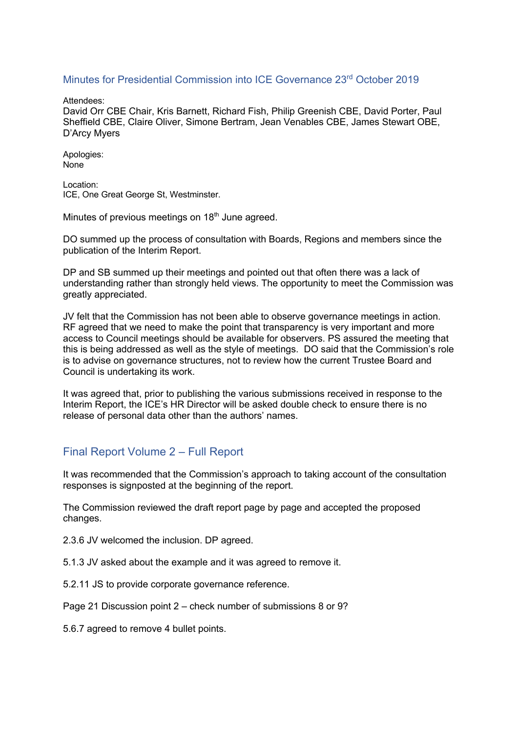## Minutes for Presidential Commission into ICE Governance 23rd October 2019

Attendees:
David Orr CBE Chair, Kris Barnett, Richard Fish, Philip Greenish CBE, David Porter, Paul Sheffield CBE, Claire Oliver, Simone Bertram, Jean Venables CBE, James Stewart OBE, D'Arcy Myers

Apologies:
None

Location:
ICE, One Great George St, Westminster.

Minutes of previous meetings on 18th June agreed.

DO summed up the process of consultation with Boards, Regions and members since the publication of the Interim Report.

DP and SB summed up their meetings and pointed out that often there was a lack of understanding rather than strongly held views. The opportunity to meet the Commission was greatly appreciated.

JV felt that the Commission has not been able to observe governance meetings in action. RF agreed that we need to make the point that transparency is very important and more access to Council meetings should be available for observers. PS assured the meeting that this is being addressed as well as the style of meetings. DO said that the Commission's role is to advise on governance structures, not to review how the current Trustee Board and Council is undertaking its work.

It was agreed that, prior to publishing the various submissions received in response to the Interim Report, the ICE's HR Director will be asked double check to ensure there is no release of personal data other than the authors' names.

## Final Report Volume 2 – Full Report

It was recommended that the Commission's approach to taking account of the consultation responses is signposted at the beginning of the report.

The Commission reviewed the draft report page by page and accepted the proposed changes.

2.3.6 JV welcomed the inclusion. DP agreed.

5.1.3 JV asked about the example and it was agreed to remove it.

5.2.11 JS to provide corporate governance reference.

Page 21 Discussion point 2 – check number of submissions 8 or 9?

5.6.7 agreed to remove 4 bullet points.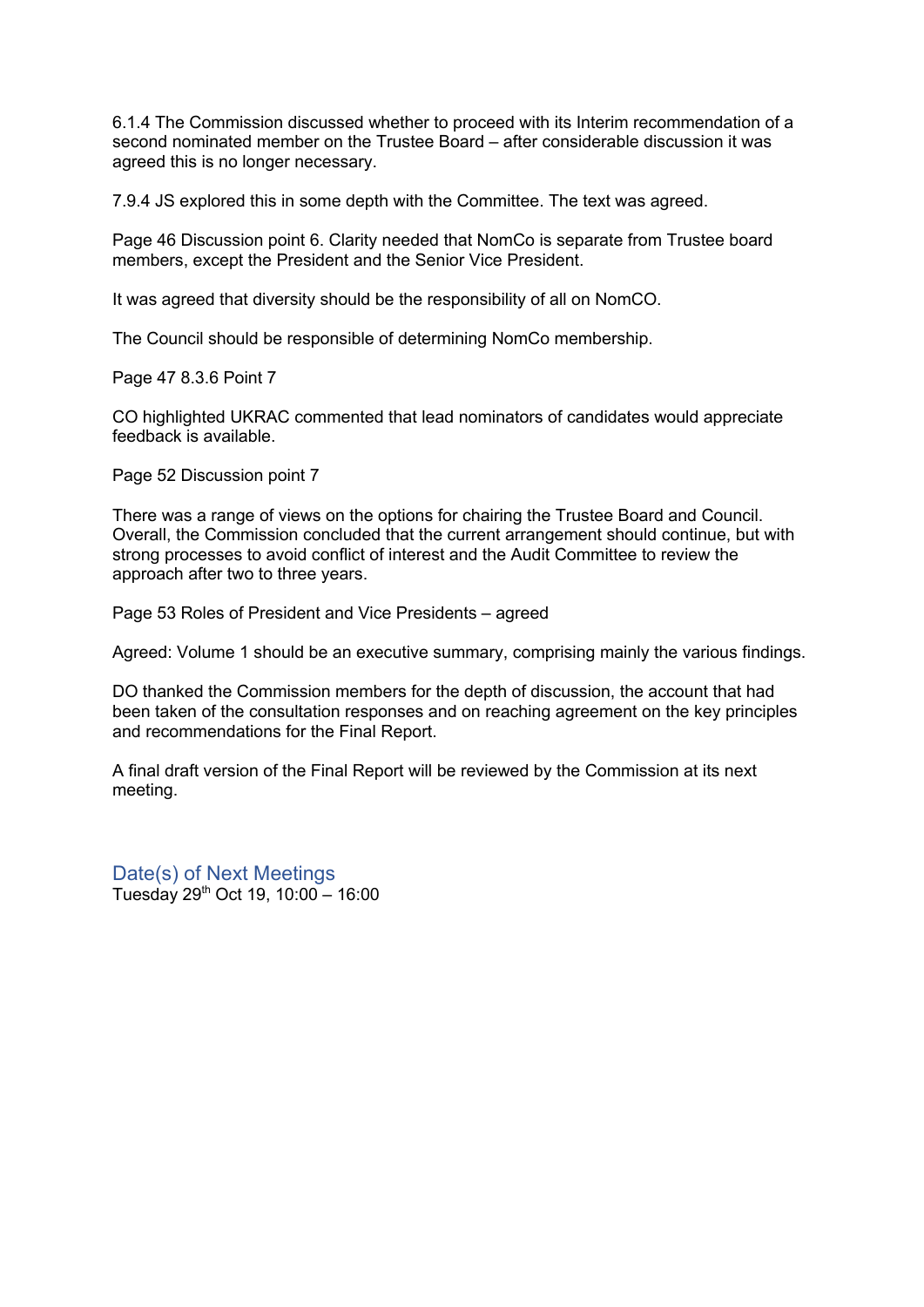6.1.4 The Commission discussed whether to proceed with its Interim recommendation of a second nominated member on the Trustee Board – after considerable discussion it was agreed this is no longer necessary.

7.9.4 JS explored this in some depth with the Committee. The text was agreed.

Page 46 Discussion point 6. Clarity needed that NomCo is separate from Trustee board members, except the President and the Senior Vice President.

It was agreed that diversity should be the responsibility of all on NomCO.

The Council should be responsible of determining NomCo membership.

Page 47 8.3.6 Point 7

CO highlighted UKRAC commented that lead nominators of candidates would appreciate feedback is available.

Page 52 Discussion point 7

There was a range of views on the options for chairing the Trustee Board and Council. Overall, the Commission concluded that the current arrangement should continue, but with strong processes to avoid conflict of interest and the Audit Committee to review the approach after two to three years.

Page 53 Roles of President and Vice Presidents – agreed

Agreed: Volume 1 should be an executive summary, comprising mainly the various findings.

DO thanked the Commission members for the depth of discussion, the account that had been taken of the consultation responses and on reaching agreement on the key principles and recommendations for the Final Report.

A final draft version of the Final Report will be reviewed by the Commission at its next meeting.

## Date(s) of Next Meetings

Tuesday 29th Oct 19, 10:00 – 16:00